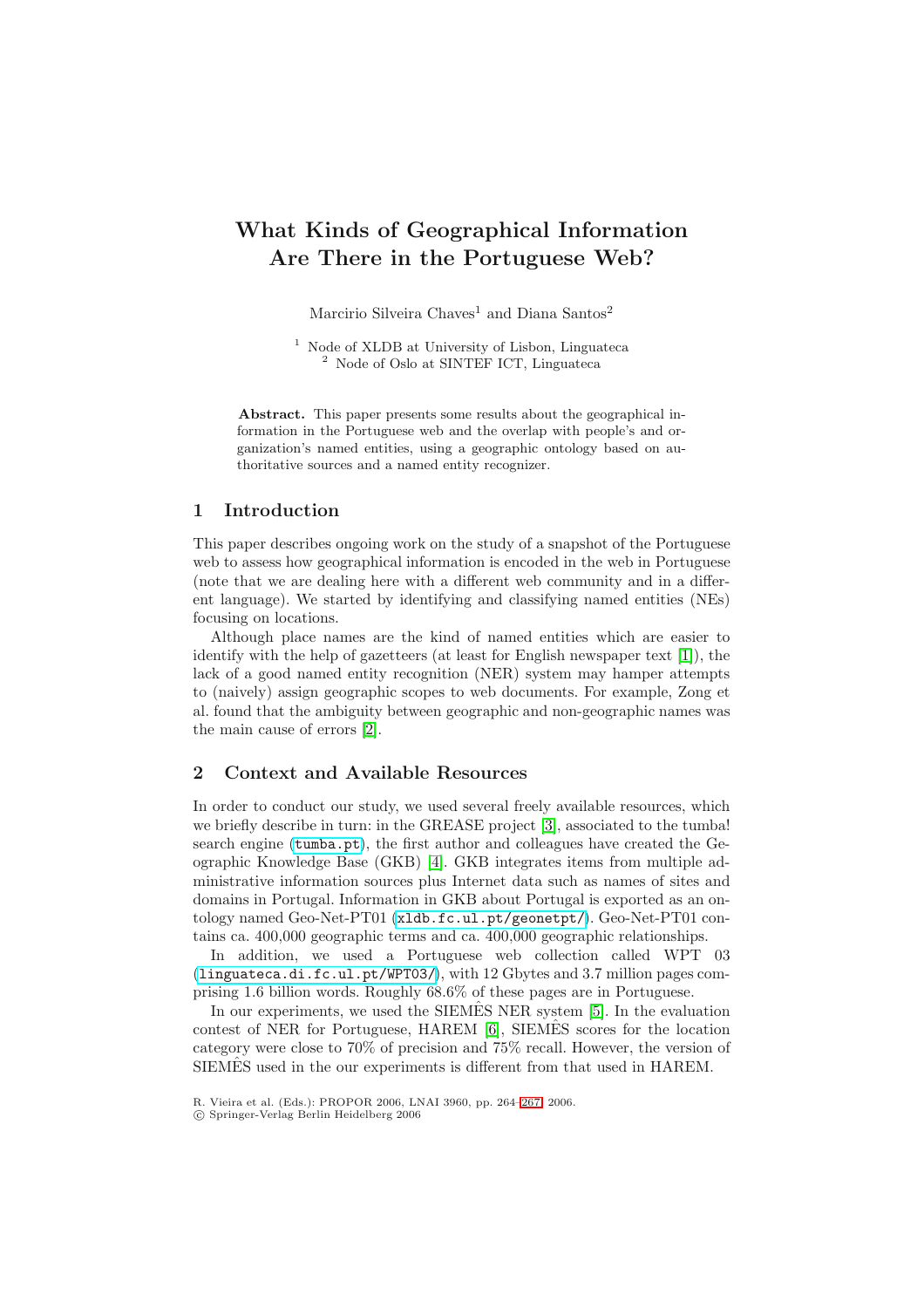# What Kinds of Geographical Information Are There in the Portuguese Web?

Marcirio Silveira Chaves[1] and Diana Santos[2]

[1] Node of XLDB at University of Lisbon, Linguateca
[2] Node of Oslo at SINTEF ICT, Linguateca

**Abstract.** This paper presents some results about the geographical information in the Portuguese web and the overlap with people's and organization's named entities, using a geographic ontology based on authoritative sources and a named entity recognizer.

## 1 Introduction

This paper describes ongoing work on the study of a snapshot of the Portuguese web to assess how geographical information is encoded in the web in Portuguese (note that we are dealing here with a different web community and in a different language). We started by identifying and classifying named entities (NEs) focusing on locations.

Although place names are the kind of named entities which are easier to identify with the help of gazetteers (at least for English newspaper text [1]), the lack of a good named entity recognition (NER) system may hamper attempts to (naively) assign geographic scopes to web documents. For example, Zong et al. found that the ambiguity between geographic and non-geographic names was the main cause of errors [2].

## 2 Context and Available Resources

In order to conduct our study, we used several freely available resources, which we briefly describe in turn: in the GREASE project [3], associated to the tumba! search engine (`tumba.pt`), the first author and colleagues have created the Geographic Knowledge Base (GKB) [4]. GKB integrates items from multiple administrative information sources plus Internet data such as names of sites and domains in Portugal. Information in GKB about Portugal is exported as an ontology named Geo-Net-PT01 (`xldb.fc.ul.pt/geonetpt/`). Geo-Net-PT01 contains ca. 400,000 geographic terms and ca. 400,000 geographic relationships.

In addition, we used a Portuguese web collection called WPT 03 (`linguateca.di.fc.ul.pt/WPT03/`), with 12 Gbytes and 3.7 million pages comprising 1.6 billion words. Roughly 68.6% of these pages are in Portuguese.

In our experiments, we used the SIEMÊS NER system [5]. In the evaluation contest of NER for Portuguese, HAREM [6], SIEMÊS scores for the location category were close to 70% of precision and 75% recall. However, the version of SIEMÊS used in the our experiments is different from that used in HAREM.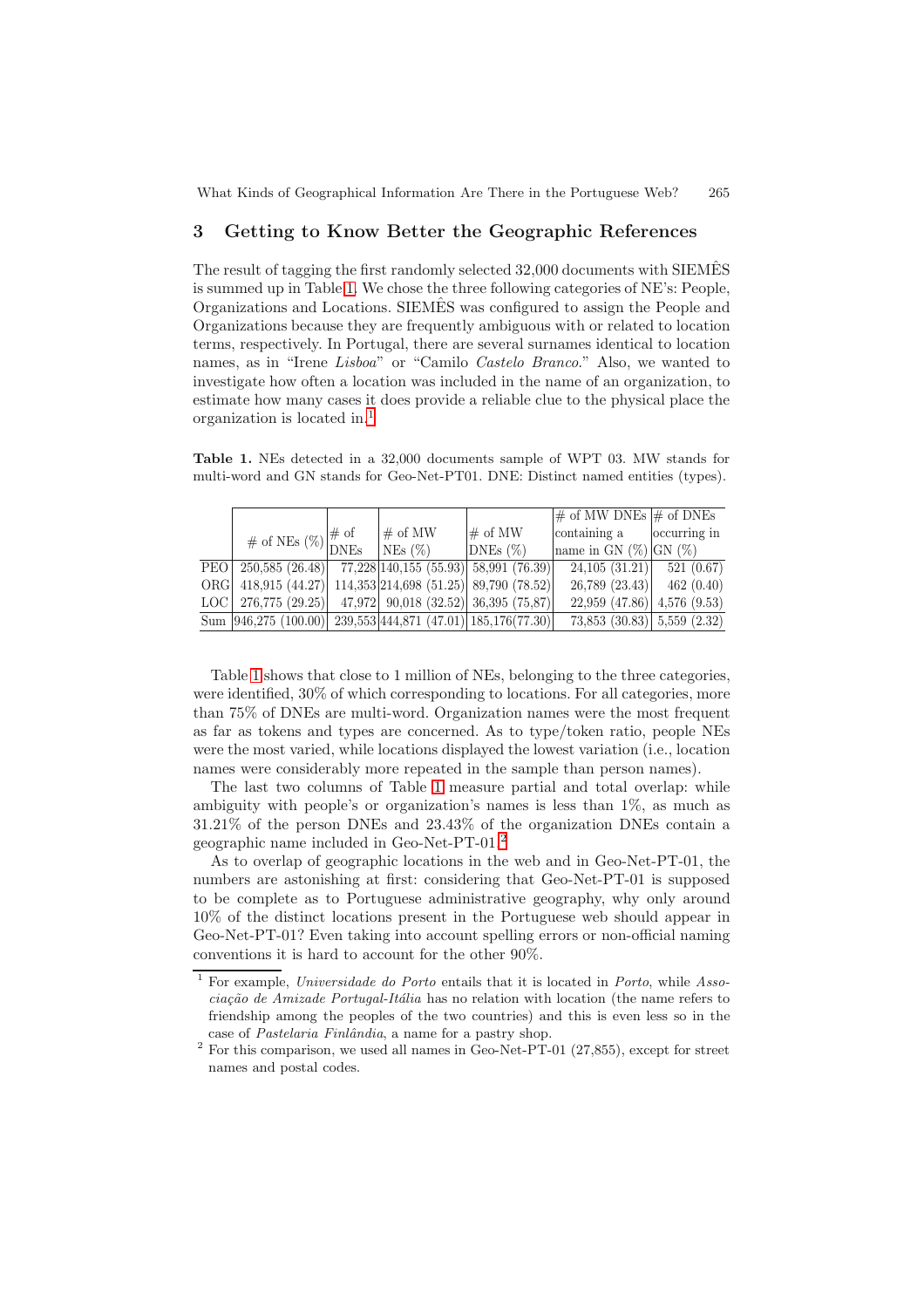## 3 Getting to Know Better the Geographic References

The result of tagging the first randomly selected 32,000 documents with SIEMÊS is summed up in Table 1. We chose the three following categories of NE's: People, Organizations and Locations. SIEMÊS was configured to assign the People and Organizations because they are frequently ambiguous with or related to location terms, respectively. In Portugal, there are several surnames identical to location names, as in "Irene *Lisboa*" or "Camilo *Castelo Branco*." Also, we wanted to investigate how often a location was included in the name of an organization, to estimate how many cases it does provide a reliable clue to the physical place the organization is located in.[1]

**Table 1.** NEs detected in a 32,000 documents sample of WPT 03. MW stands for multi-word and GN stands for Geo-Net-PT01. DNE: Distinct named entities (types).

| | # of NEs (%) | # of DNEs | # of MW NEs (%) | # of MW DNEs (%) | # of MW DNEs containing a name in GN (%) | # of DNEs occurring in GN (%) |
|---|---|---|---|---|---|---|
| PEO | 250,585 (26.48) | 77,228 | 140,155 (55.93) | 58,991 (76.39) | 24,105 (31.21) | 521 (0.67) |
| ORG | 418,915 (44.27) | 114,353 | 214,698 (51.25) | 89,790 (78.52) | 26,789 (23.43) | 462 (0.40) |
| LOC | 276,775 (29.25) | 47,972 | 90,018 (32.52) | 36,395 (75,87) | 22,959 (47.86) | 4,576 (9.53) |
| Sum | 946,275 (100.00) | 239,553 | 444,871 (47.01) | 185,176(77.30) | 73,853 (30.83) | 5,559 (2.32) |

Table 1 shows that close to 1 million of NEs, belonging to the three categories, were identified, 30% of which corresponding to locations. For all categories, more than 75% of DNEs are multi-word. Organization names were the most frequent as far as tokens and types are concerned. As to type/token ratio, people NEs were the most varied, while locations displayed the lowest variation (i.e., location names were considerably more repeated in the sample than person names).

The last two columns of Table 1 measure partial and total overlap: while ambiguity with people's or organization's names is less than 1%, as much as 31.21% of the person DNEs and 23.43% of the organization DNEs contain a geographic name included in Geo-Net-PT-01.[2]

As to overlap of geographic locations in the web and in Geo-Net-PT-01, the numbers are astonishing at first: considering that Geo-Net-PT-01 is supposed to be complete as to Portuguese administrative geography, why only around 10% of the distinct locations present in the Portuguese web should appear in Geo-Net-PT-01? Even taking into account spelling errors or non-official naming conventions it is hard to account for the other 90%.

---

[1] For example, *Universidade do Porto* entails that it is located in *Porto*, while *Associação de Amizade Portugal-Itália* has no relation with location (the name refers to friendship among the peoples of the two countries) and this is even less so in the case of *Pastelaria Finlândia*, a name for a pastry shop.

[2] For this comparison, we used all names in Geo-Net-PT-01 (27,855), except for street names and postal codes.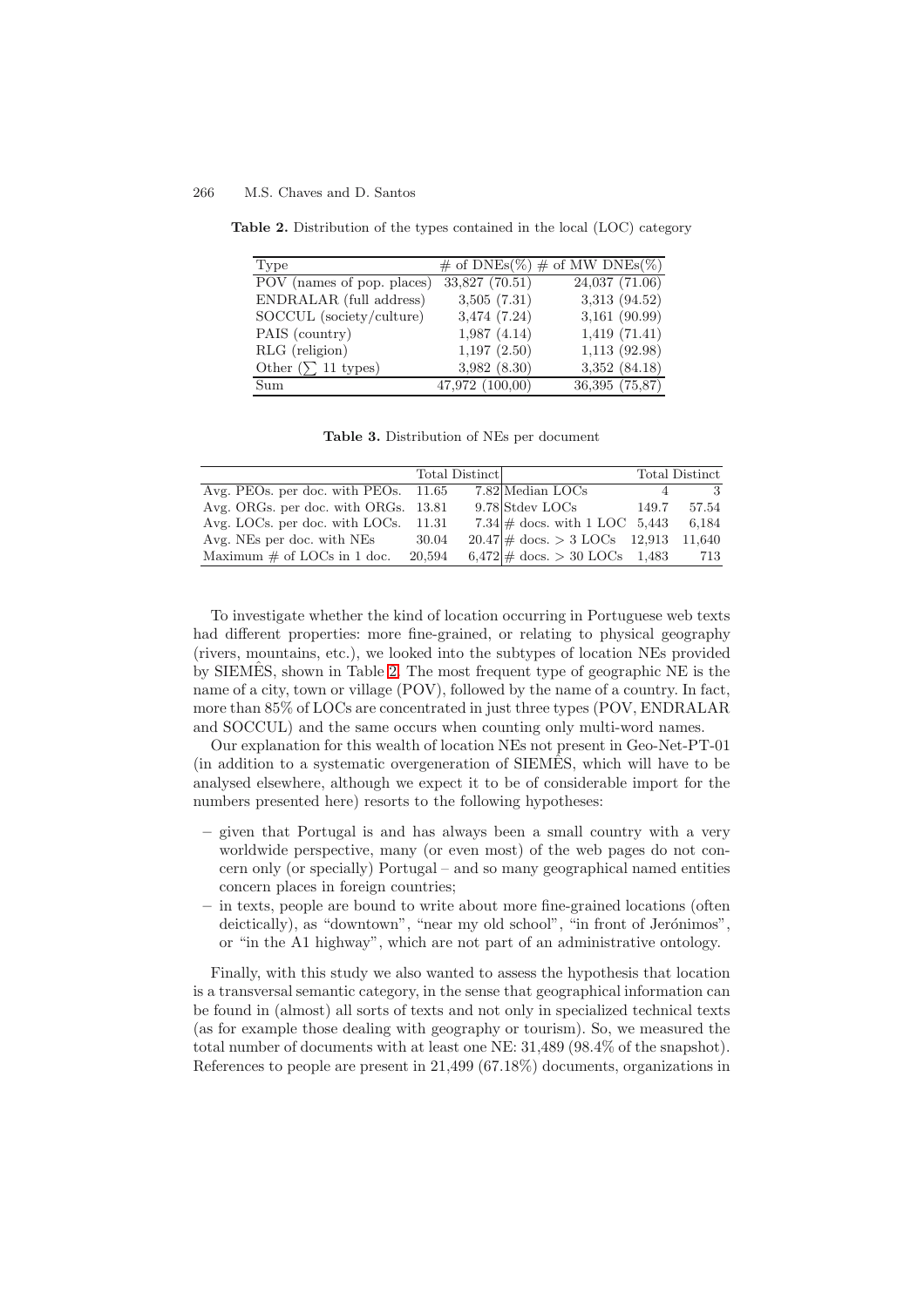**Table 2.** Distribution of the types contained in the local (LOC) category

| Type | # of DNEs(%) | # of MW DNEs(%) |
|---|---|---|
| POV (names of pop. places) | 33,827 (70.51) | 24,037 (71.06) |
| ENDRALAR (full address) | 3,505 (7.31) | 3,313 (94.52) |
| SOCCUL (society/culture) | 3,474 (7.24) | 3,161 (90.99) |
| PAIS (country) | 1,987 (4.14) | 1,419 (71.41) |
| RLG (religion) | 1,197 (2.50) | 1,113 (92.98) |
| Other ($\sum$ 11 types) | 3,982 (8.30) | 3,352 (84.18) |
| Sum | 47,972 (100,00) | 36,395 (75,87) |

**Table 3.** Distribution of NEs per document

| | Total | Distinct | | Total | Distinct |
|---|---|---|---|---|---|
| Avg. PEOs. per doc. with PEOs. | 11.65 | 7.82 | Median LOCs | 4 | 3 |
| Avg. ORGs. per doc. with ORGs. | 13.81 | 9.78 | Stdev LOCs | 149.7 | 57.54 |
| Avg. LOCs. per doc. with LOCs. | 11.31 | 7.34 | # docs. with 1 LOC | 5,443 | 6,184 |
| Avg. NEs per doc. with NEs | 30.04 | 20.47 | # docs. > 3 LOCs | 12,913 | 11,640 |
| Maximum # of LOCs in 1 doc. | 20,594 | 6,472 | # docs. > 30 LOCs | 1,483 | 713 |

To investigate whether the kind of location occurring in Portuguese web texts had different properties: more fine-grained, or relating to physical geography (rivers, mountains, etc.), we looked into the subtypes of location NEs provided by SIEMÊS, shown in Table 2. The most frequent type of geographic NE is the name of a city, town or village (POV), followed by the name of a country. In fact, more than 85% of LOCs are concentrated in just three types (POV, ENDRALAR and SOCCUL) and the same occurs when counting only multi-word names.

Our explanation for this wealth of location NEs not present in Geo-Net-PT-01 (in addition to a systematic overgeneration of SIEMÊS, which will have to be analysed elsewhere, although we expect it to be of considerable import for the numbers presented here) resorts to the following hypotheses:

- given that Portugal is and has always been a small country with a very worldwide perspective, many (or even most) of the web pages do not concern only (or specially) Portugal – and so many geographical named entities concern places in foreign countries;
- in texts, people are bound to write about more fine-grained locations (often deictically), as "downtown", "near my old school", "in front of Jerónimos", or "in the A1 highway", which are not part of an administrative ontology.

Finally, with this study we also wanted to assess the hypothesis that location is a transversal semantic category, in the sense that geographical information can be found in (almost) all sorts of texts and not only in specialized technical texts (as for example those dealing with geography or tourism). So, we measured the total number of documents with at least one NE: 31,489 (98.4% of the snapshot). References to people are present in 21,499 (67.18%) documents, organizations in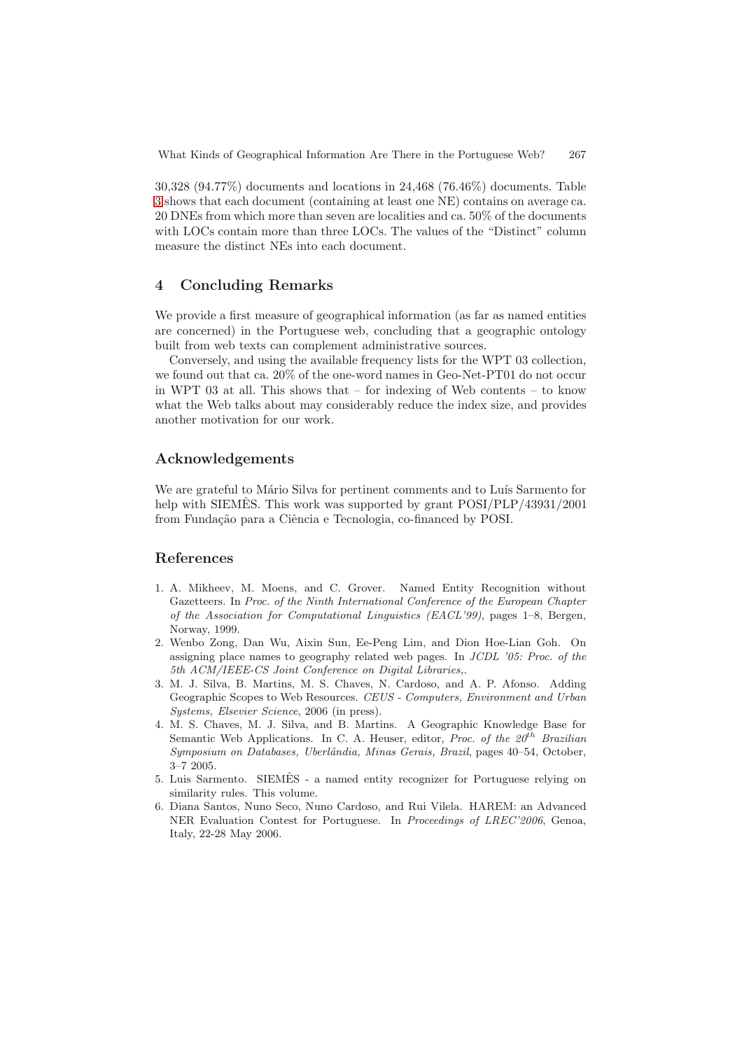30,328 (94.77%) documents and locations in 24,468 (76.46%) documents. Table 3 shows that each document (containing at least one NE) contains on average ca. 20 DNEs from which more than seven are localities and ca. 50% of the documents with LOCs contain more than three LOCs. The values of the "Distinct" column measure the distinct NEs into each document.

## 4 Concluding Remarks

We provide a first measure of geographical information (as far as named entities are concerned) in the Portuguese web, concluding that a geographic ontology built from web texts can complement administrative sources.

Conversely, and using the available frequency lists for the WPT 03 collection, we found out that ca. 20% of the one-word names in Geo-Net-PT01 do not occur in WPT 03 at all. This shows that – for indexing of Web contents – to know what the Web talks about may considerably reduce the index size, and provides another motivation for our work.

## Acknowledgements

We are grateful to Mário Silva for pertinent comments and to Luís Sarmento for help with SIEMÊS. This work was supported by grant POSI/PLP/43931/2001 from Fundação para a Ciência e Tecnologia, co-financed by POSI.

## References

1. A. Mikheev, M. Moens, and C. Grover. Named Entity Recognition without Gazetteers. In *Proc. of the Ninth International Conference of the European Chapter of the Association for Computational Linguistics (EACL'99)*, pages 1–8, Bergen, Norway, 1999.
2. Wenbo Zong, Dan Wu, Aixin Sun, Ee-Peng Lim, and Dion Hoe-Lian Goh. On assigning place names to geography related web pages. In *JCDL '05: Proc. of the 5th ACM/IEEE-CS Joint Conference on Digital Libraries,*.
3. M. J. Silva, B. Martins, M. S. Chaves, N. Cardoso, and A. P. Afonso. Adding Geographic Scopes to Web Resources. *CEUS - Computers, Environment and Urban Systems, Elsevier Science*, 2006 (in press).
4. M. S. Chaves, M. J. Silva, and B. Martins. A Geographic Knowledge Base for Semantic Web Applications. In C. A. Heuser, editor, *Proc. of the 20th Brazilian Symposium on Databases, Uberlândia, Minas Gerais, Brazil*, pages 40–54, October, 3–7 2005.
5. Luis Sarmento. SIEMÊS - a named entity recognizer for Portuguese relying on similarity rules. This volume.
6. Diana Santos, Nuno Seco, Nuno Cardoso, and Rui Vilela. HAREM: an Advanced NER Evaluation Contest for Portuguese. In *Proceedings of LREC'2006*, Genoa, Italy, 22-28 May 2006.